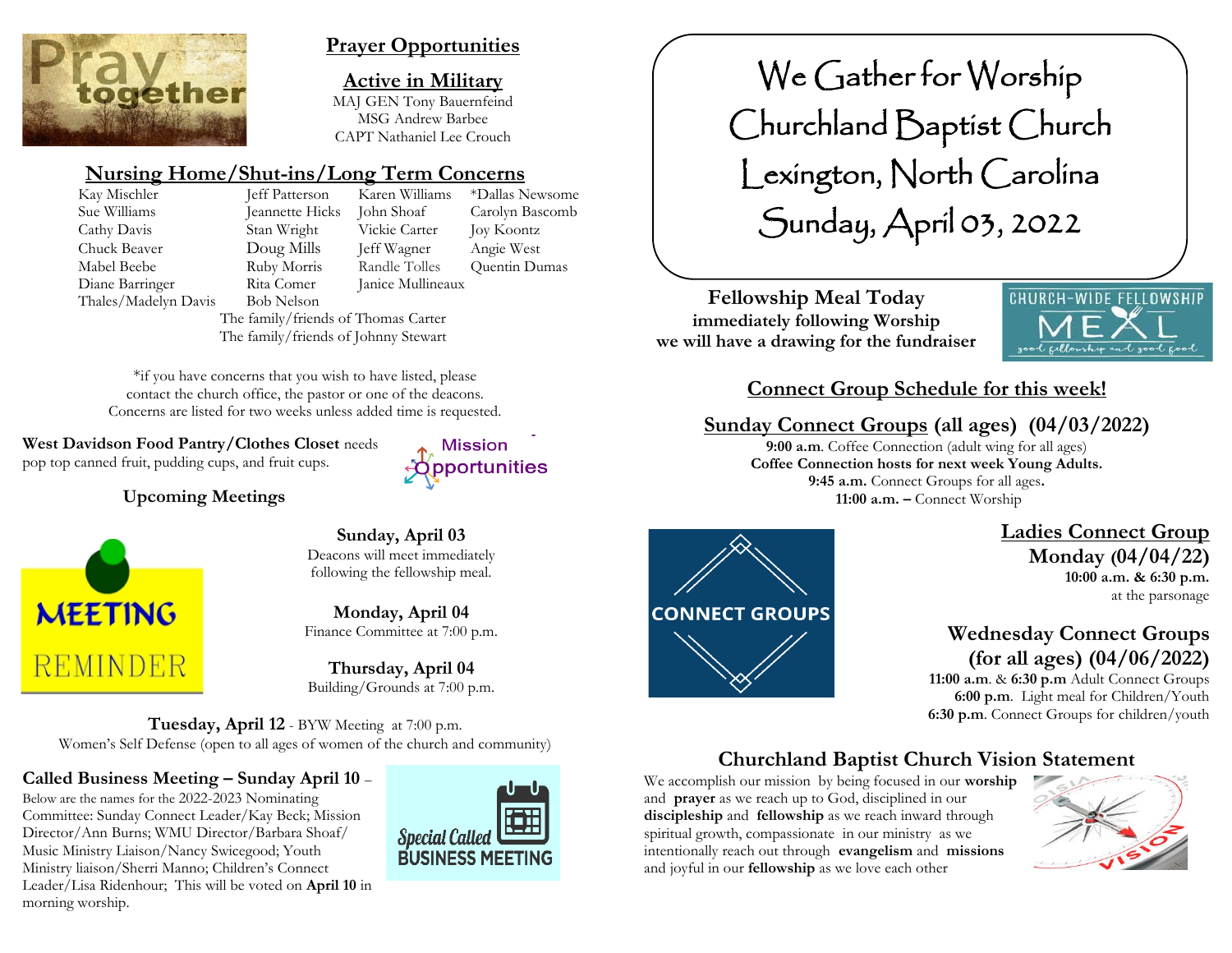## Prayer Opportunities

### Active in Military

MAJ GEN Tony Bauernfeind
MSG Andrew Barbee
CAPT Nathaniel Lee Crouch

### Nursing Home/Shut-ins/Long Term Concerns

| | | | |
|---|---|---|---|
| Kay Mischler | Jeff Patterson | Karen Williams | *Dallas Newsome |
| Sue Williams | Jeannette Hicks | John Shoaf | Carolyn Bascomb |
| Cathy Davis | Stan Wright | Vickie Carter | Joy Koontz |
| Chuck Beaver | Doug Mills | Jeff Wagner | Angie West |
| Mabel Beebe | Ruby Morris | Randle Tolles | Quentin Dumas |
| Diane Barringer | Rita Comer | Janice Mullineaux | |
| Thales/Madelyn Davis | Bob Nelson | | |

The family/friends of Thomas Carter
The family/friends of Johnny Stewart

*if you have concerns that you wish to have listed, please contact the church office, the pastor or one of the deacons. Concerns are listed for two weeks unless added time is requested.

**West Davidson Food Pantry/Clothes Closet** needs pop top canned fruit, pudding cups, and fruit cups.

Mission Opportunities

### Upcoming Meetings

MEETING REMINDER

**Sunday, April 03**
Deacons will meet immediately following the fellowship meal.

**Monday, April 04**
Finance Committee at 7:00 p.m.

**Thursday, April 04**
Building/Grounds at 7:00 p.m.

**Tuesday, April 12** - BYW Meeting at 7:00 p.m.
Women's Self Defense (open to all ages of women of the church and community)

**Called Business Meeting – Sunday April 10** –
Below are the names for the 2022-2023 Nominating Committee: Sunday Connect Leader/Kay Beck; Mission Director/Ann Burns; WMU Director/Barbara Shoaf/ Music Ministry Liaison/Nancy Swicegood; Youth Ministry liaison/Sherri Manno; Children's Connect Leader/Lisa Ridenhour; This will be voted on **April 10** in morning worship.

Special Called BUSINESS MEETING

# We Gather for Worship
# Churchland Baptist Church
# Lexington, North Carolina
# Sunday, April 03, 2022

**Fellowship Meal Today**
**immediately following Worship**
**we will have a drawing for the fundraiser**

CHURCH-WIDE FELLOWSHIP MEAL good fellowship and good food

## Connect Group Schedule for this week!

### Sunday Connect Groups (all ages) (04/03/2022)

**9:00 a.m**. Coffee Connection (adult wing for all ages)
**Coffee Connection hosts for next week Young Adults.**
**9:45 a.m.** Connect Groups for all ages**.**
**11:00 a.m. –** Connect Worship

CONNECT GROUPS

### Ladies Connect Group
**Monday (04/04/22)**
**10:00 a.m. & 6:30 p.m.**
at the parsonage

### Wednesday Connect Groups (for all ages) (04/06/2022)

**11:00 a.m.** & **6:30 p.m** Adult Connect Groups
**6:00 p.m**. Light meal for Children/Youth
**6:30 p.m**. Connect Groups for children/youth

### Churchland Baptist Church Vision Statement

We accomplish our mission by being focused in our **worship** and **prayer** as we reach up to God, disciplined in our **discipleship** and **fellowship** as we reach inward through spiritual growth, compassionate in our ministry as we intentionally reach out through **evangelism** and **missions** and joyful in our **fellowship** as we love each other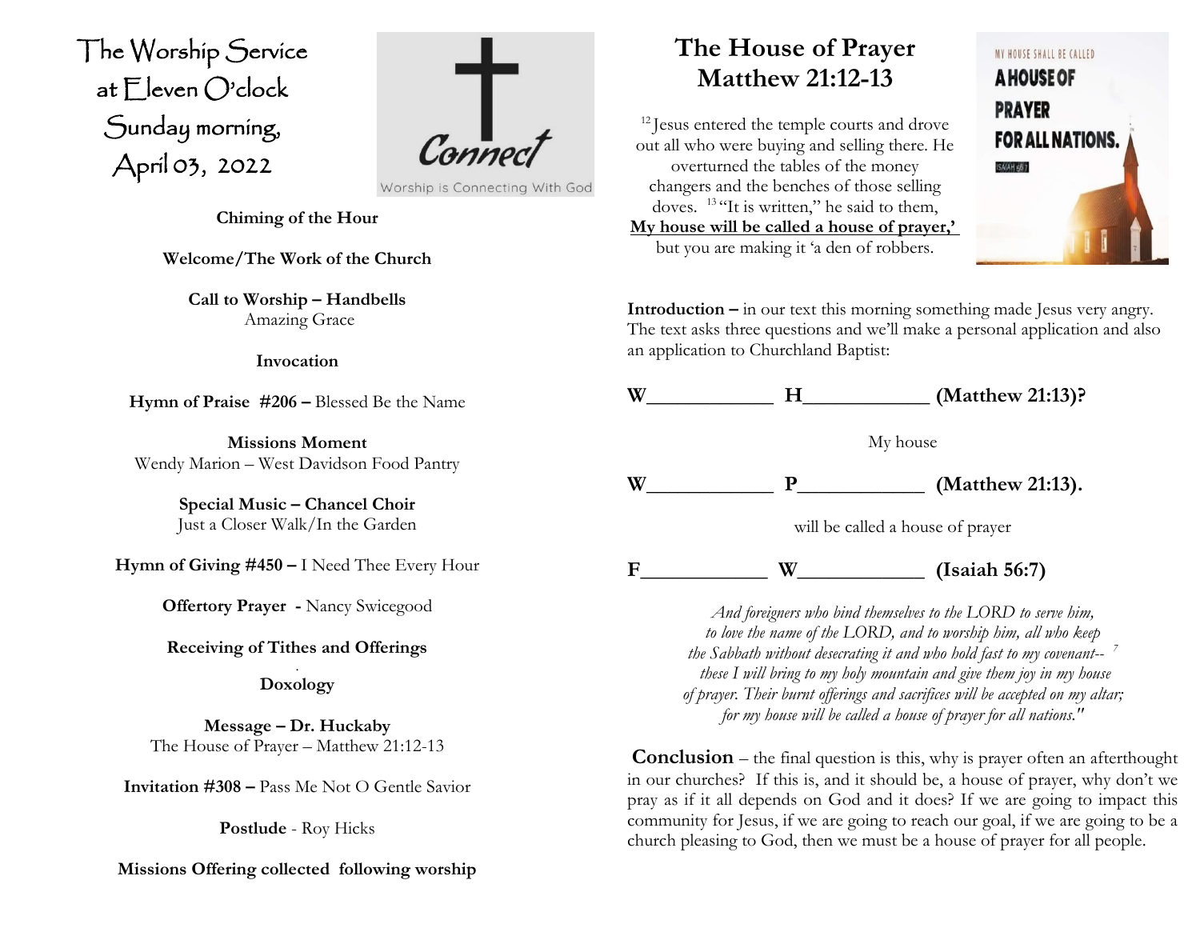# The Worship Service at Eleven O'clock Sunday morning, April 03, 2022

**Chiming of the Hour**

**Welcome/The Work of the Church**

**Call to Worship – Handbells**
Amazing Grace

**Invocation**

**Hymn of Praise #206 –** Blessed Be the Name

**Missions Moment**
Wendy Marion – West Davidson Food Pantry

**Special Music – Chancel Choir**
Just a Closer Walk/In the Garden

**Hymn of Giving #450 –** I Need Thee Every Hour

**Offertory Prayer -** Nancy Swicegood

**Receiving of Tithes and Offerings**

**Doxology**

**Message – Dr. Huckaby**
The House of Prayer – Matthew 21:12-13

**Invitation #308 –** Pass Me Not O Gentle Savior

**Postlude** - Roy Hicks

**Missions Offering collected following worship**

# The House of Prayer Matthew 21:12-13

[12] Jesus entered the temple courts and drove out all who were buying and selling there. He overturned the tables of the money changers and the benches of those selling doves. [13] "It is written," he said to them, **My house will be called a house of prayer,'** but you are making it 'a den of robbers.

**Introduction –** in our text this morning something made Jesus very angry. The text asks three questions and we'll make a personal application and also an application to Churchland Baptist:

**W____________ H____________ (Matthew 21:13)?**

My house

**W____________ P____________ (Matthew 21:13).**

will be called a house of prayer

**F____________ W____________ (Isaiah 56:7)**

*And foreigners who bind themselves to the LORD to serve him, to love the name of the LORD, and to worship him, all who keep the Sabbath without desecrating it and who hold fast to my covenant--* [7] *these I will bring to my holy mountain and give them joy in my house of prayer. Their burnt offerings and sacrifices will be accepted on my altar; for my house will be called a house of prayer for all nations."*

**Conclusion** – the final question is this, why is prayer often an afterthought in our churches? If this is, and it should be, a house of prayer, why don't we pray as if it all depends on God and it does? If we are going to impact this community for Jesus, if we are going to reach our goal, if we are going to be a church pleasing to God, then we must be a house of prayer for all people.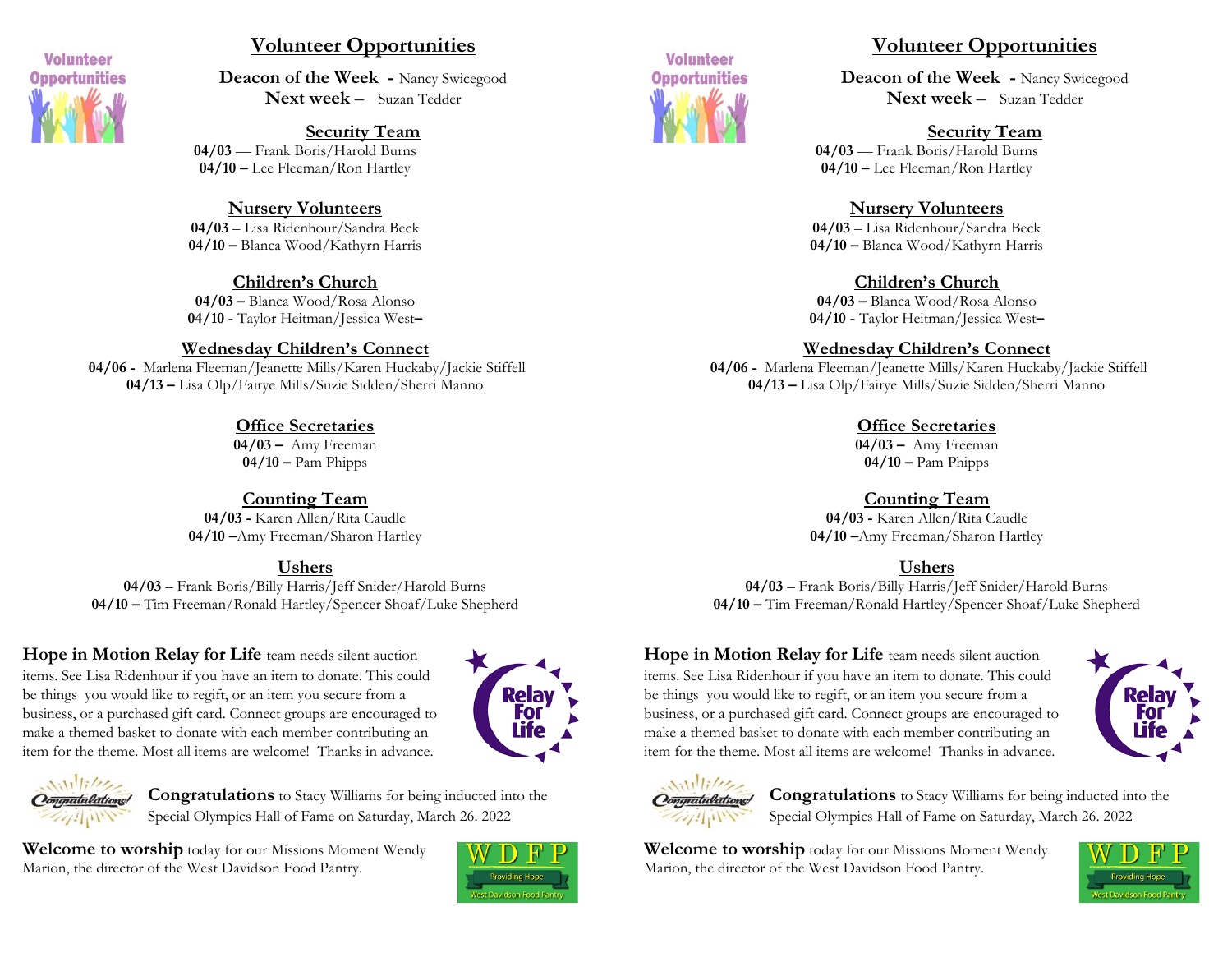# Volunteer Opportunities

**Deacon of the Week** - Nancy Swicegood
**Next week** – Suzan Tedder

## Security Team

**04/03** — Frank Boris/Harold Burns
**04/10 –** Lee Fleeman/Ron Hartley

## Nursery Volunteers

**04/03** – Lisa Ridenhour/Sandra Beck
**04/10 –** Blanca Wood/Kathyrn Harris

## Children's Church

**04/03 –** Blanca Wood/Rosa Alonso
**04/10 -** Taylor Heitman/Jessica West–

## Wednesday Children's Connect

**04/06 -** Marlena Fleeman/Jeanette Mills/Karen Huckaby/Jackie Stiffell
**04/13 –** Lisa Olp/Fairye Mills/Suzie Sidden/Sherri Manno

## Office Secretaries

**04/03 –** Amy Freeman
**04/10 –** Pam Phipps

## Counting Team

**04/03 -** Karen Allen/Rita Caudle
**04/10 –**Amy Freeman/Sharon Hartley

## Ushers

**04/03** – Frank Boris/Billy Harris/Jeff Snider/Harold Burns
**04/10 –** Tim Freeman/Ronald Hartley/Spencer Shoaf/Luke Shepherd

**Hope in Motion Relay for Life** team needs silent auction items. See Lisa Ridenhour if you have an item to donate. This could be things you would like to regift, or an item you secure from a business, or a purchased gift card. Connect groups are encouraged to make a themed basket to donate with each member contributing an item for the theme. Most all items are welcome! Thanks in advance.

**Congratulations** to Stacy Williams for being inducted into the Special Olympics Hall of Fame on Saturday, March 26. 2022

**Welcome to worship** today for our Missions Moment Wendy Marion, the director of the West Davidson Food Pantry.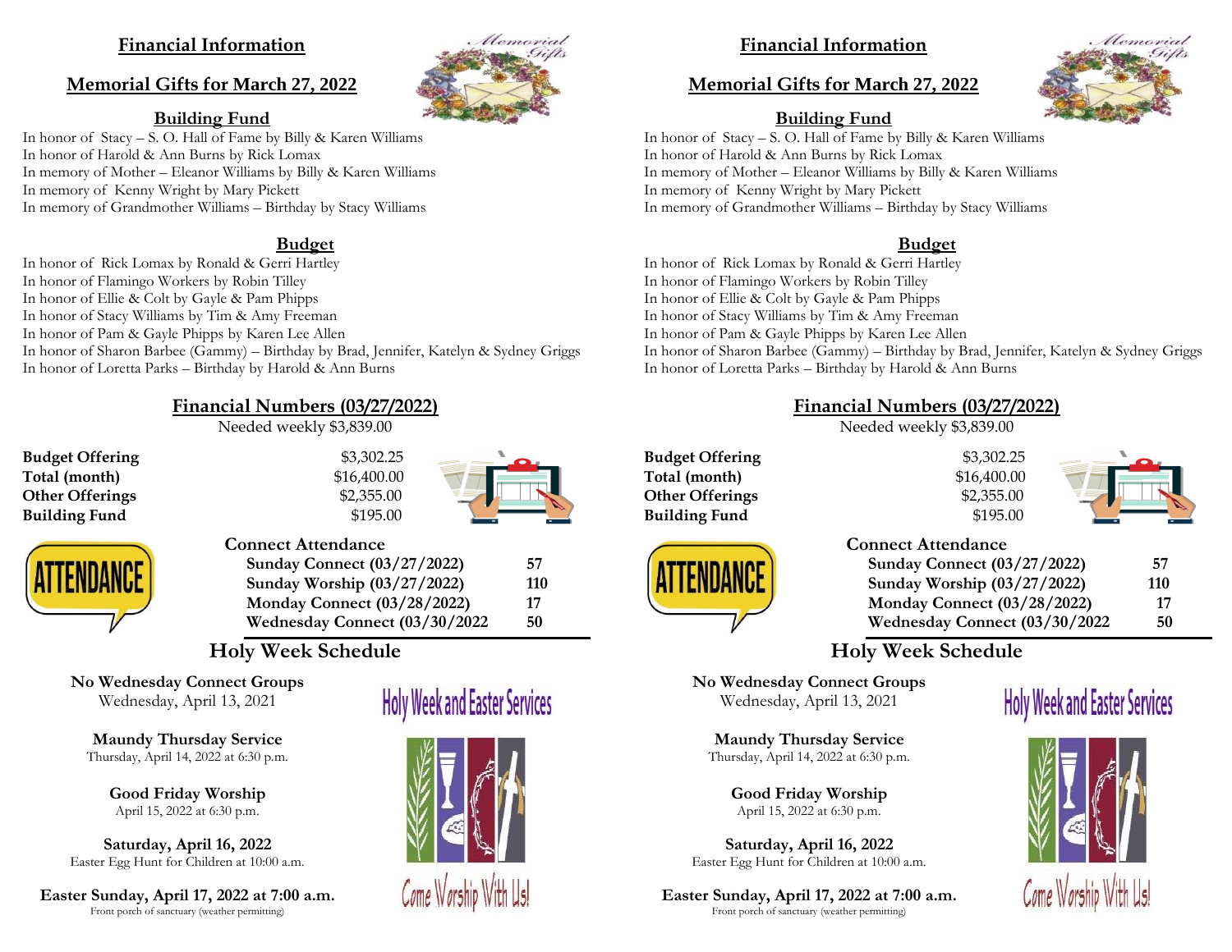## Financial Information

## Memorial Gifts for March 27, 2022

### Building Fund

In honor of Stacy – S. O. Hall of Fame by Billy & Karen Williams
In honor of Harold & Ann Burns by Rick Lomax
In memory of Mother – Eleanor Williams by Billy & Karen Williams
In memory of Kenny Wright by Mary Pickett
In memory of Grandmother Williams – Birthday by Stacy Williams

### Budget

In honor of Rick Lomax by Ronald & Gerri Hartley
In honor of Flamingo Workers by Robin Tilley
In honor of Ellie & Colt by Gayle & Pam Phipps
In honor of Stacy Williams by Tim & Amy Freeman
In honor of Pam & Gayle Phipps by Karen Lee Allen
In honor of Sharon Barbee (Gammy) – Birthday by Brad, Jennifer, Katelyn & Sydney Griggs
In honor of Loretta Parks – Birthday by Harold & Ann Burns

## Financial Numbers (03/27/2022)

Needed weekly $3,839.00

| | |
|---|---|
| **Budget Offering** | $3,302.25 |
| **Total (month)** | $16,400.00 |
| **Other Offerings** | $2,355.00 |
| **Building Fund** | $195.00 |

**Connect Attendance**

| | |
|---|---|
| **Sunday Connect (03/27/2022)** | **57** |
| **Sunday Worship (03/27/2022)** | **110** |
| **Monday Connect (03/28/2022)** | **17** |
| **Wednesday Connect (03/30/2022** | **50** |

## Holy Week Schedule

**No Wednesday Connect Groups**
Wednesday, April 13, 2021

**Maundy Thursday Service**
Thursday, April 14, 2022 at 6:30 p.m.

**Good Friday Worship**
April 15, 2022 at 6:30 p.m.

**Saturday, April 16, 2022**
Easter Egg Hunt for Children at 10:00 a.m.

**Easter Sunday, April 17, 2022 at 7:00 a.m.**
Front porch of sanctuary (weather permitting)

Holy Week and Easter Services

Come Worship With Us!